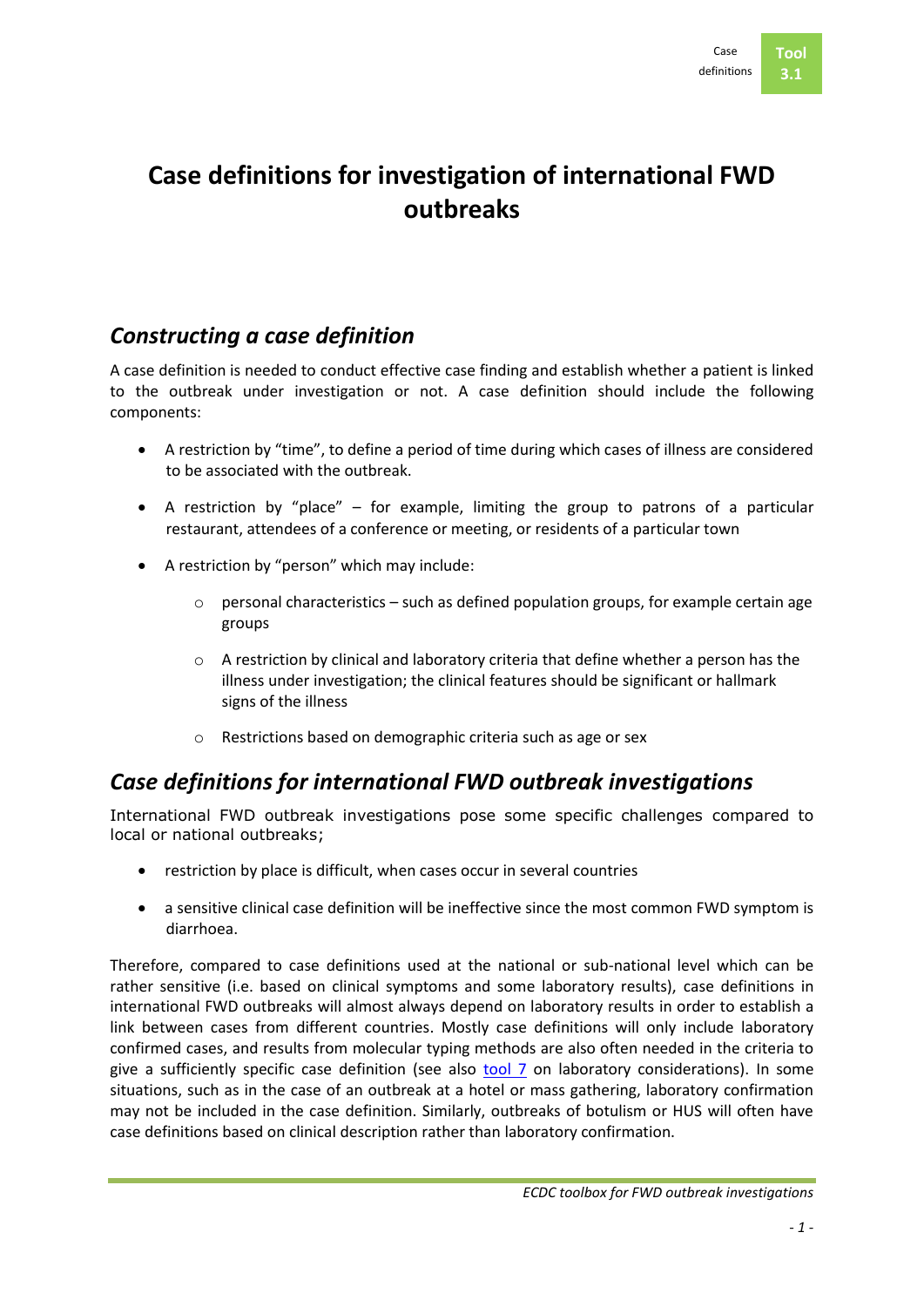# Case definitions for investigation of international FWD outbreaks

## *Constructing a case definition*

A case definition is needed to conduct effective case finding and establish whether a patient is linked to the outbreak under investigation or not. A case definition should include the following components:

- A restriction by "time", to define a period of time during which cases of illness are considered to be associated with the outbreak.
- A restriction by "place" – for example, limiting the group to patrons of a particular restaurant, attendees of a conference or meeting, or residents of a particular town
- A restriction by "person" which may include:
  - personal characteristics – such as defined population groups, for example certain age groups
  - A restriction by clinical and laboratory criteria that define whether a person has the illness under investigation; the clinical features should be significant or hallmark signs of the illness
  - Restrictions based on demographic criteria such as age or sex

## *Case definitions for international FWD outbreak investigations*

International FWD outbreak investigations pose some specific challenges compared to local or national outbreaks;

- restriction by place is difficult, when cases occur in several countries
- a sensitive clinical case definition will be ineffective since the most common FWD symptom is diarrhoea.

Therefore, compared to case definitions used at the national or sub-national level which can be rather sensitive (i.e. based on clinical symptoms and some laboratory results), case definitions in international FWD outbreaks will almost always depend on laboratory results in order to establish a link between cases from different countries. Mostly case definitions will only include laboratory confirmed cases, and results from molecular typing methods are also often needed in the criteria to give a sufficiently specific case definition (see also tool 7 on laboratory considerations). In some situations, such as in the case of an outbreak at a hotel or mass gathering, laboratory confirmation may not be included in the case definition. Similarly, outbreaks of botulism or HUS will often have case definitions based on clinical description rather than laboratory confirmation.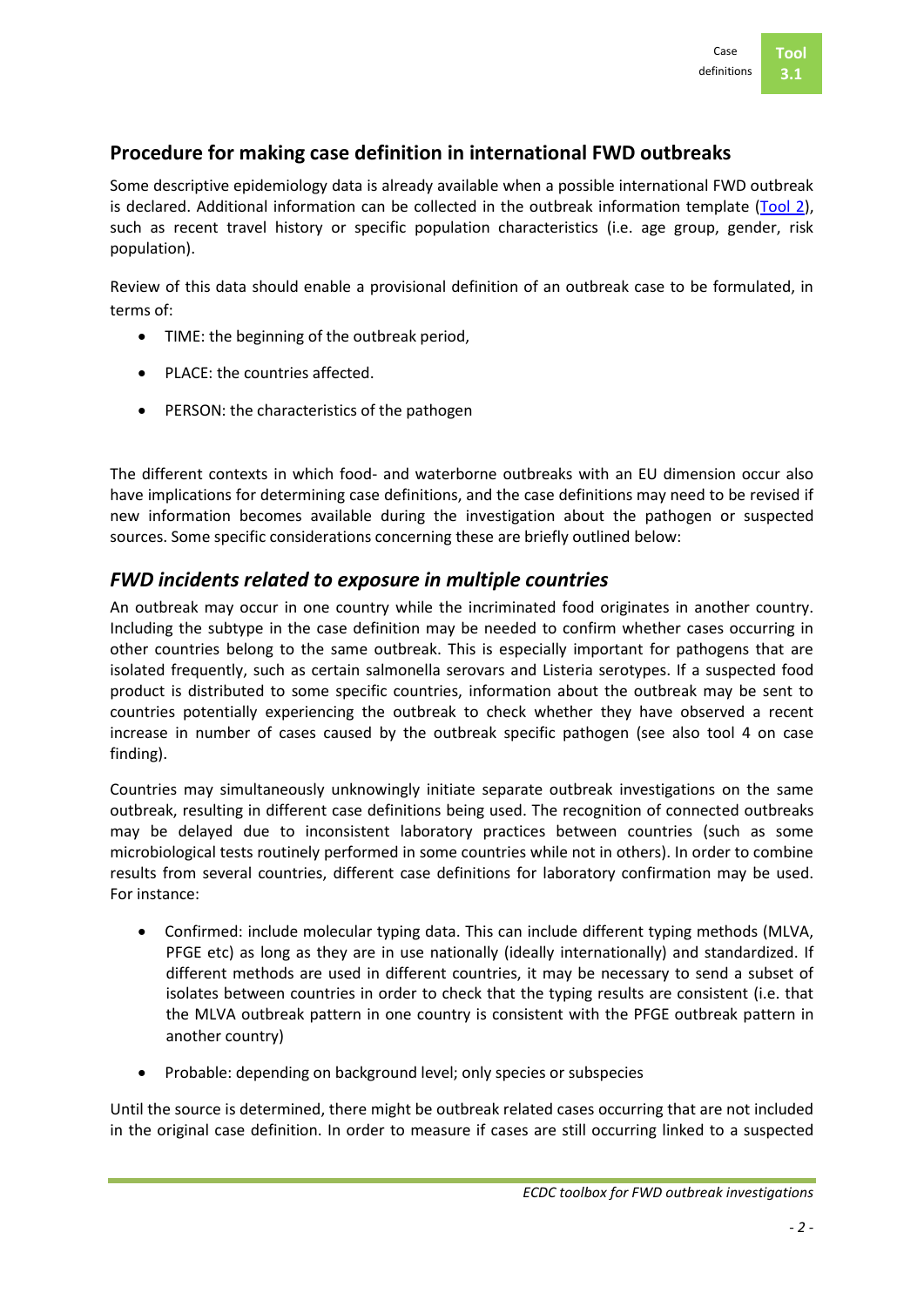## Procedure for making case definition in international FWD outbreaks

Some descriptive epidemiology data is already available when a possible international FWD outbreak is declared. Additional information can be collected in the outbreak information template (Tool 2), such as recent travel history or specific population characteristics (i.e. age group, gender, risk population).

Review of this data should enable a provisional definition of an outbreak case to be formulated, in terms of:

- TIME: the beginning of the outbreak period,
- PLACE: the countries affected.
- PERSON: the characteristics of the pathogen

The different contexts in which food- and waterborne outbreaks with an EU dimension occur also have implications for determining case definitions, and the case definitions may need to be revised if new information becomes available during the investigation about the pathogen or suspected sources. Some specific considerations concerning these are briefly outlined below:

## *FWD incidents related to exposure in multiple countries*

An outbreak may occur in one country while the incriminated food originates in another country. Including the subtype in the case definition may be needed to confirm whether cases occurring in other countries belong to the same outbreak. This is especially important for pathogens that are isolated frequently, such as certain salmonella serovars and Listeria serotypes. If a suspected food product is distributed to some specific countries, information about the outbreak may be sent to countries potentially experiencing the outbreak to check whether they have observed a recent increase in number of cases caused by the outbreak specific pathogen (see also tool 4 on case finding).

Countries may simultaneously unknowingly initiate separate outbreak investigations on the same outbreak, resulting in different case definitions being used. The recognition of connected outbreaks may be delayed due to inconsistent laboratory practices between countries (such as some microbiological tests routinely performed in some countries while not in others). In order to combine results from several countries, different case definitions for laboratory confirmation may be used. For instance:

- Confirmed: include molecular typing data. This can include different typing methods (MLVA, PFGE etc) as long as they are in use nationally (ideally internationally) and standardized. If different methods are used in different countries, it may be necessary to send a subset of isolates between countries in order to check that the typing results are consistent (i.e. that the MLVA outbreak pattern in one country is consistent with the PFGE outbreak pattern in another country)
- Probable: depending on background level; only species or subspecies

Until the source is determined, there might be outbreak related cases occurring that are not included in the original case definition. In order to measure if cases are still occurring linked to a suspected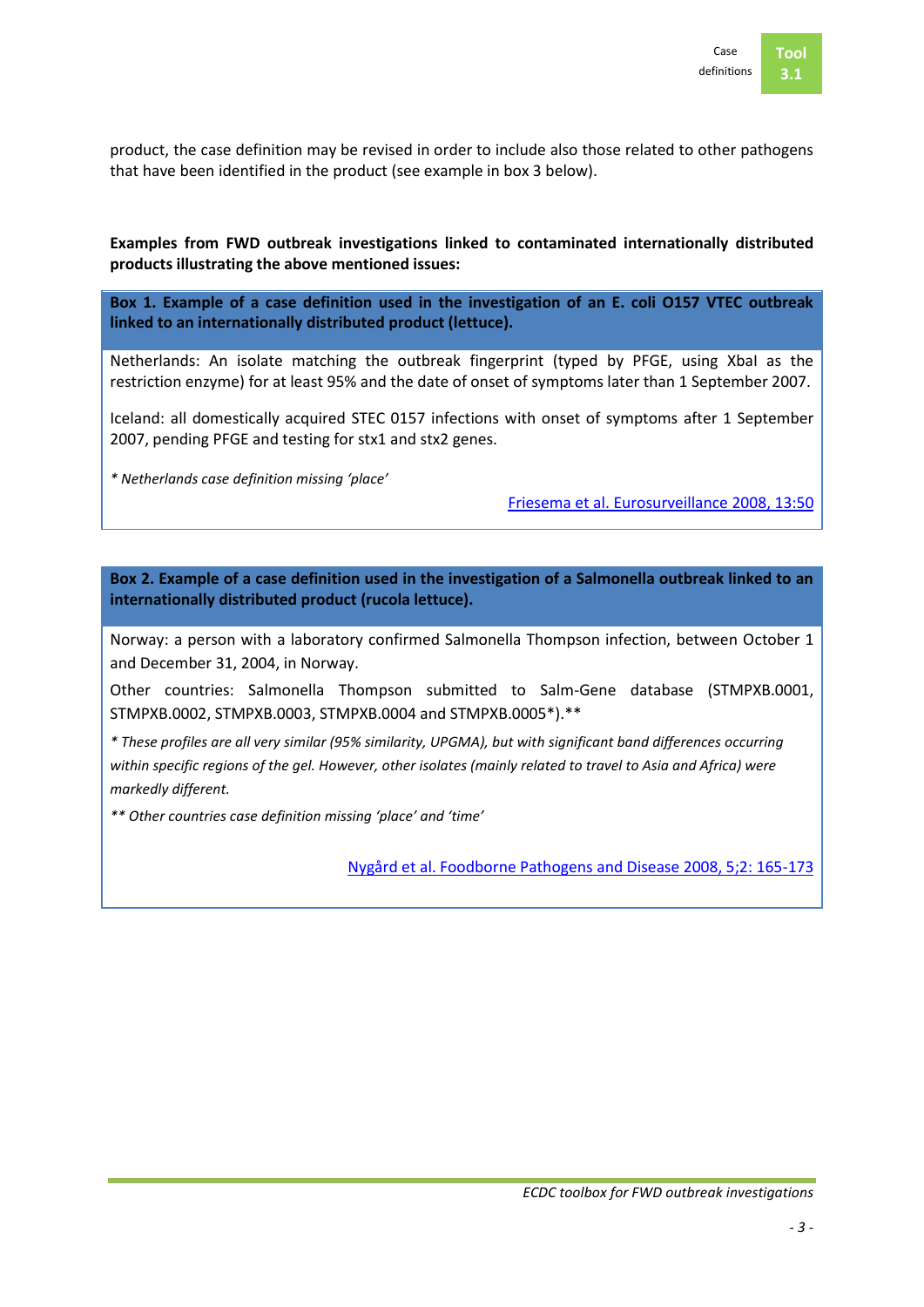product, the case definition may be revised in order to include also those related to other pathogens that have been identified in the product (see example in box 3 below).

**Examples from FWD outbreak investigations linked to contaminated internationally distributed products illustrating the above mentioned issues:**

**Box 1. Example of a case definition used in the investigation of an E. coli O157 VTEC outbreak linked to an internationally distributed product (lettuce).**

Netherlands: An isolate matching the outbreak fingerprint (typed by PFGE, using XbaI as the restriction enzyme) for at least 95% and the date of onset of symptoms later than 1 September 2007.

Iceland: all domestically acquired STEC 0157 infections with onset of symptoms after 1 September 2007, pending PFGE and testing for stx1 and stx2 genes.

*\* Netherlands case definition missing 'place'*

Friesema et al. Eurosurveillance 2008, 13:50

**Box 2. Example of a case definition used in the investigation of a Salmonella outbreak linked to an internationally distributed product (rucola lettuce).**

Norway: a person with a laboratory confirmed Salmonella Thompson infection, between October 1 and December 31, 2004, in Norway.

Other countries: Salmonella Thompson submitted to Salm-Gene database (STMPXB.0001, STMPXB.0002, STMPXB.0003, STMPXB.0004 and STMPXB.0005*).**

*\* These profiles are all very similar (95% similarity, UPGMA), but with significant band differences occurring within specific regions of the gel. However, other isolates (mainly related to travel to Asia and Africa) were markedly different.*

*\*\* Other countries case definition missing 'place' and 'time'*

Nygård et al. Foodborne Pathogens and Disease 2008, 5;2: 165-173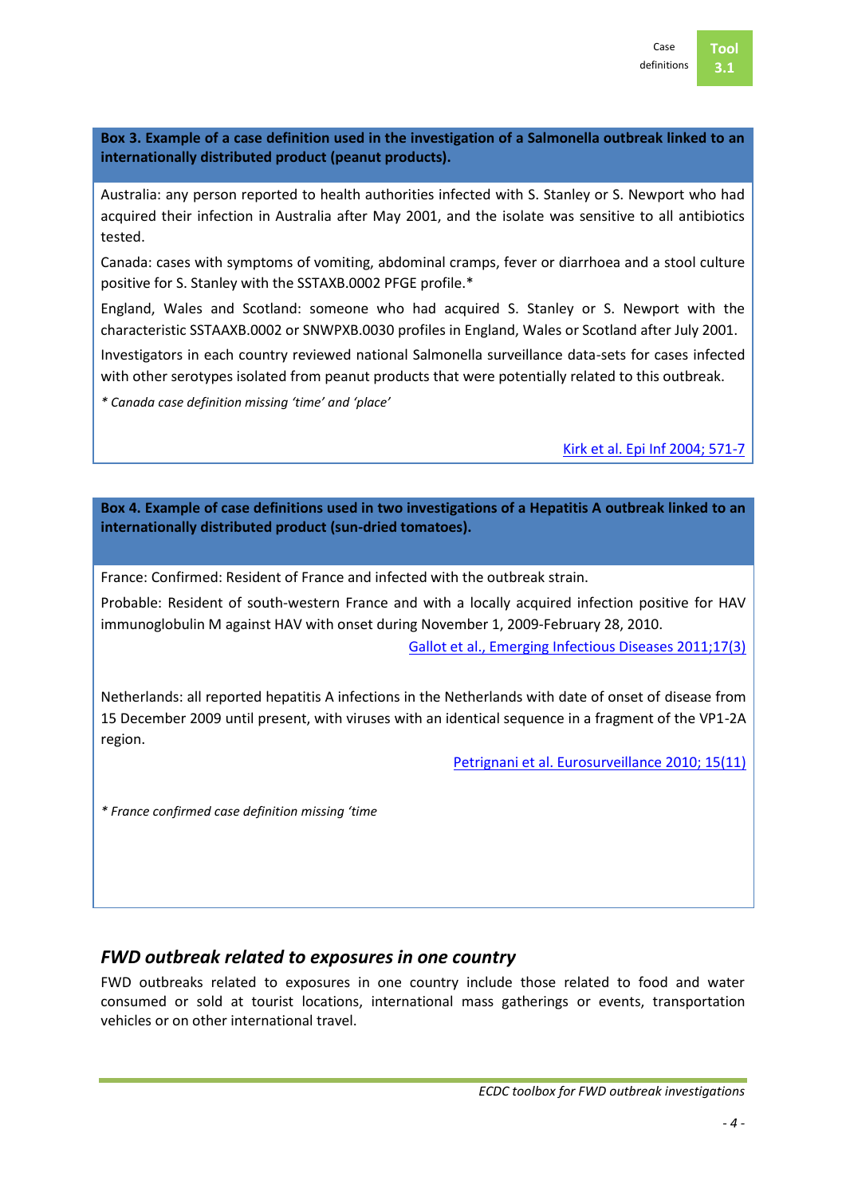**Box 3. Example of a case definition used in the investigation of a Salmonella outbreak linked to an internationally distributed product (peanut products).**

Australia: any person reported to health authorities infected with S. Stanley or S. Newport who had acquired their infection in Australia after May 2001, and the isolate was sensitive to all antibiotics tested.

Canada: cases with symptoms of vomiting, abdominal cramps, fever or diarrhoea and a stool culture positive for S. Stanley with the SSTAXB.0002 PFGE profile.*

England, Wales and Scotland: someone who had acquired S. Stanley or S. Newport with the characteristic SSTAAXB.0002 or SNWPXB.0030 profiles in England, Wales or Scotland after July 2001.

Investigators in each country reviewed national Salmonella surveillance data-sets for cases infected with other serotypes isolated from peanut products that were potentially related to this outbreak.

*\* Canada case definition missing 'time' and 'place'*

Kirk et al. Epi Inf 2004; 571-7

**Box 4. Example of case definitions used in two investigations of a Hepatitis A outbreak linked to an internationally distributed product (sun-dried tomatoes).**

France: Confirmed: Resident of France and infected with the outbreak strain.

Probable: Resident of south-western France and with a locally acquired infection positive for HAV immunoglobulin M against HAV with onset during November 1, 2009-February 28, 2010.

Gallot et al., Emerging Infectious Diseases 2011;17(3)

Netherlands: all reported hepatitis A infections in the Netherlands with date of onset of disease from 15 December 2009 until present, with viruses with an identical sequence in a fragment of the VP1-2A region.

Petrignani et al. Eurosurveillance 2010; 15(11)

*\* France confirmed case definition missing 'time*

## *FWD outbreak related to exposures in one country*

FWD outbreaks related to exposures in one country include those related to food and water consumed or sold at tourist locations, international mass gatherings or events, transportation vehicles or on other international travel.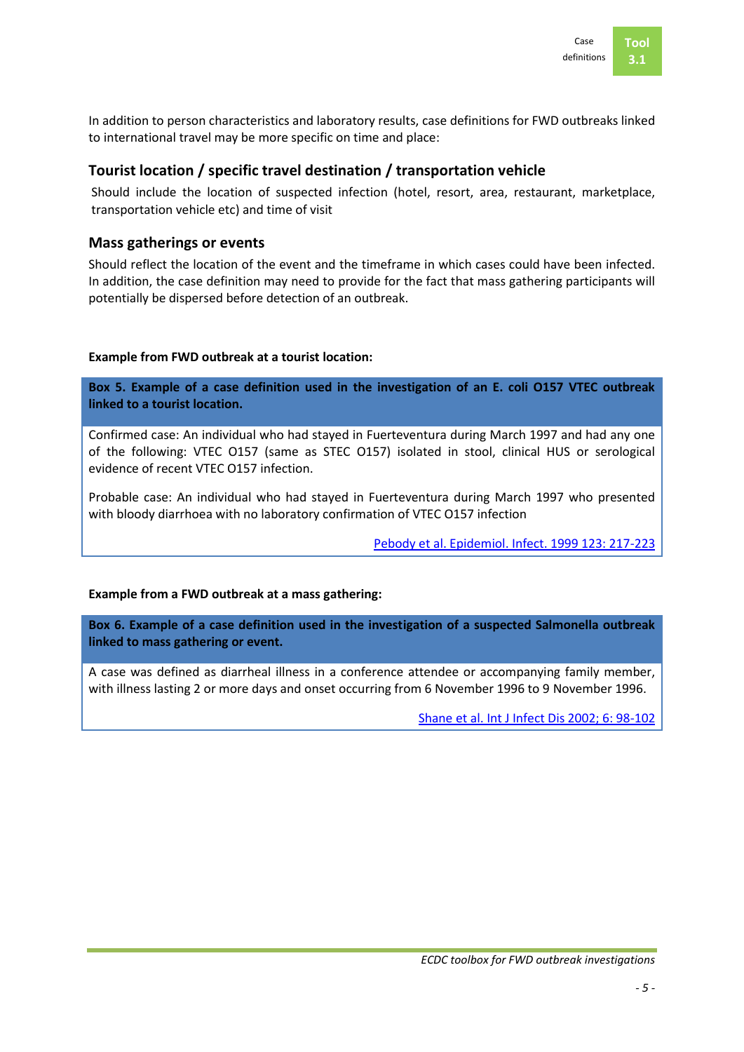In addition to person characteristics and laboratory results, case definitions for FWD outbreaks linked to international travel may be more specific on time and place:

## Tourist location / specific travel destination / transportation vehicle

Should include the location of suspected infection (hotel, resort, area, restaurant, marketplace, transportation vehicle etc) and time of visit

## Mass gatherings or events

Should reflect the location of the event and the timeframe in which cases could have been infected. In addition, the case definition may need to provide for the fact that mass gathering participants will potentially be dispersed before detection of an outbreak.

**Example from FWD outbreak at a tourist location:**

**Box 5. Example of a case definition used in the investigation of an E. coli O157 VTEC outbreak linked to a tourist location.**

Confirmed case: An individual who had stayed in Fuerteventura during March 1997 and had any one of the following: VTEC O157 (same as STEC O157) isolated in stool, clinical HUS or serological evidence of recent VTEC O157 infection.

Probable case: An individual who had stayed in Fuerteventura during March 1997 who presented with bloody diarrhoea with no laboratory confirmation of VTEC O157 infection

Pebody et al. Epidemiol. Infect. 1999 123: 217-223

**Example from a FWD outbreak at a mass gathering:**

**Box 6. Example of a case definition used in the investigation of a suspected Salmonella outbreak linked to mass gathering or event.**

A case was defined as diarrheal illness in a conference attendee or accompanying family member, with illness lasting 2 or more days and onset occurring from 6 November 1996 to 9 November 1996.

Shane et al. Int J Infect Dis 2002; 6: 98-102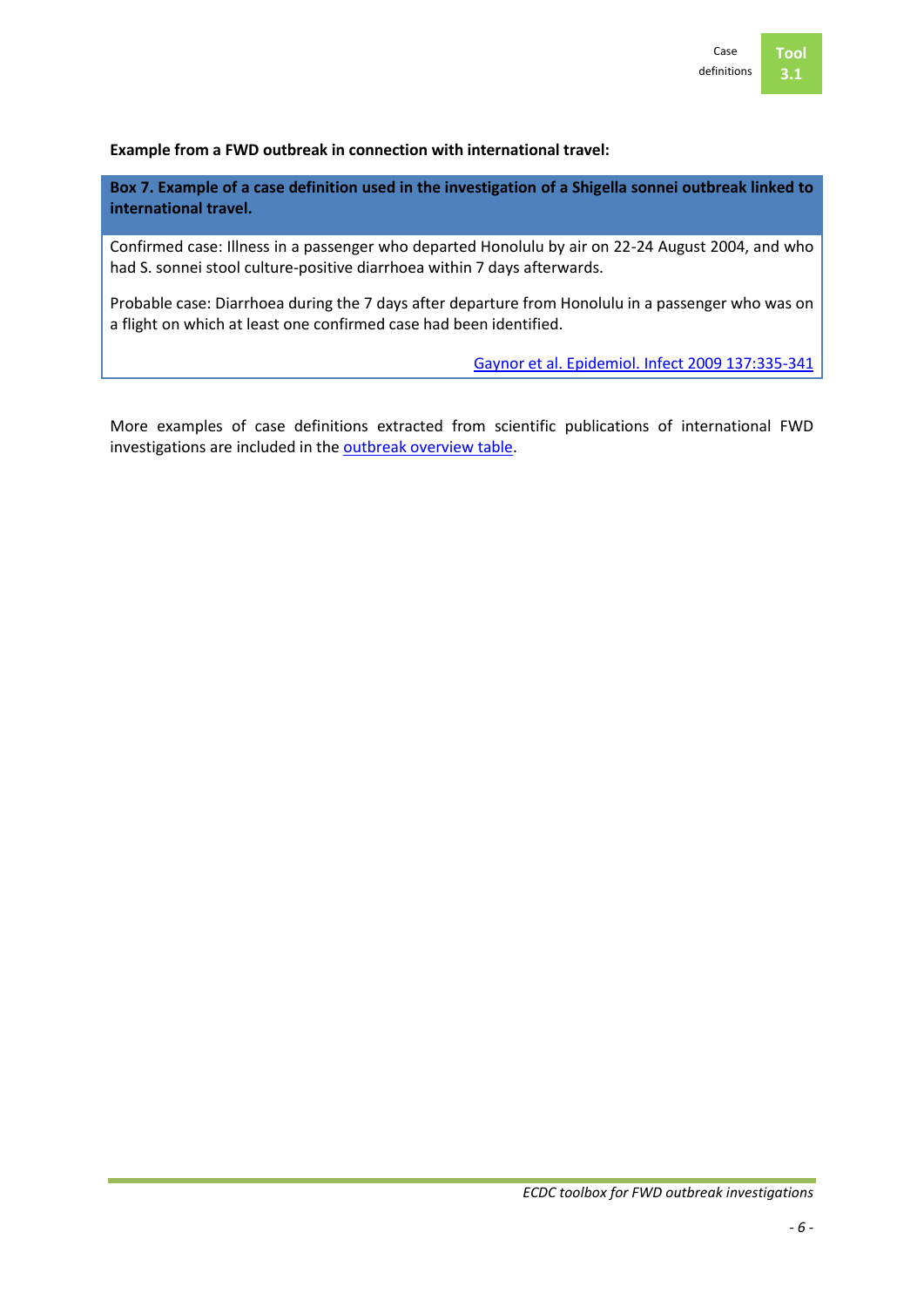**Example from a FWD outbreak in connection with international travel:**

| **Box 7. Example of a case definition used in the investigation of a Shigella sonnei outbreak linked to international travel.** |
|---|
| Confirmed case: Illness in a passenger who departed Honolulu by air on 22-24 August 2004, and who had S. sonnei stool culture-positive diarrhoea within 7 days afterwards.<br><br>Probable case: Diarrhoea during the 7 days after departure from Honolulu in a passenger who was on a flight on which at least one confirmed case had been identified.<br><br>Gaynor et al. Epidemiol. Infect 2009 137:335-341 |

More examples of case definitions extracted from scientific publications of international FWD investigations are included in the outbreak overview table.